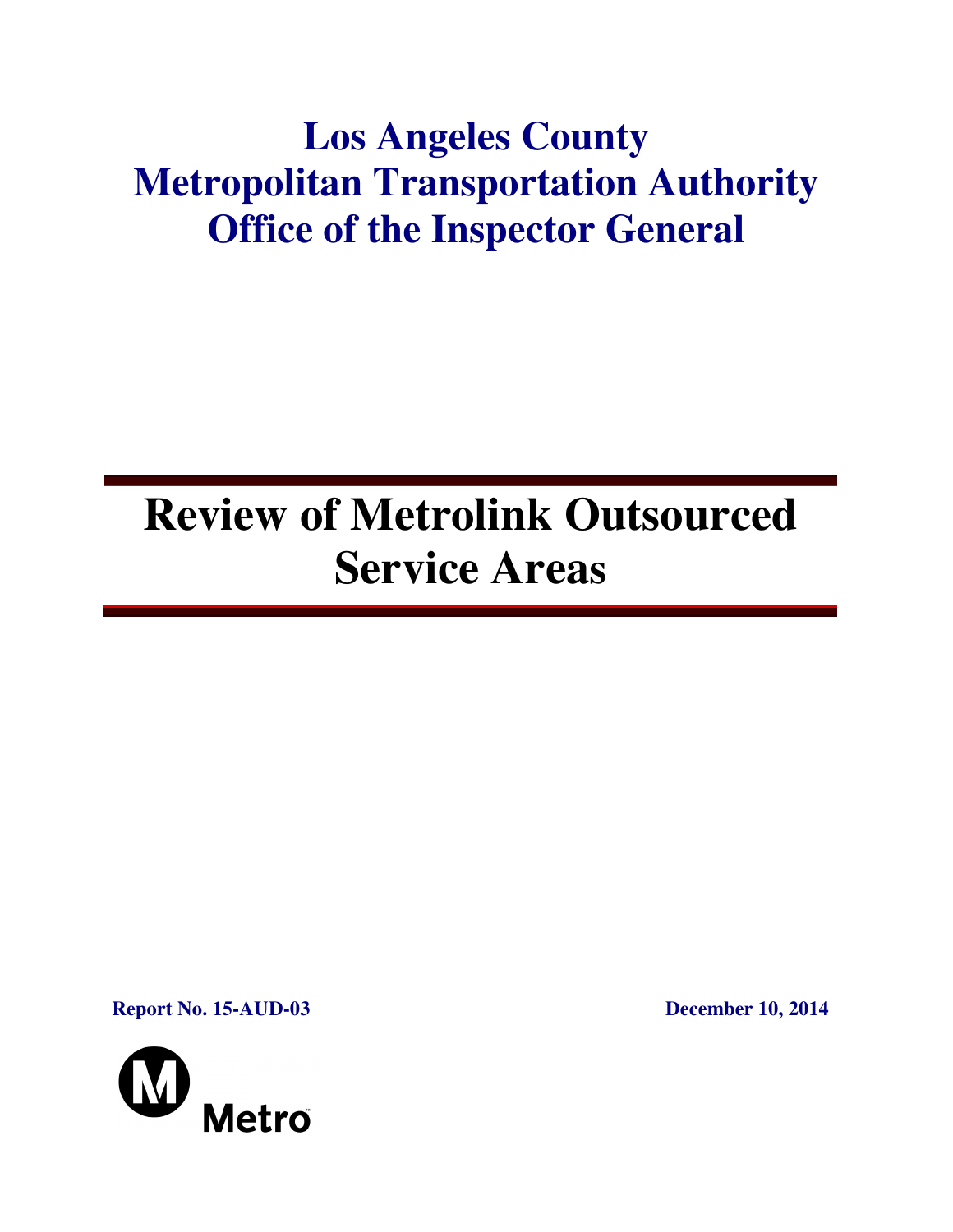# Los Angeles County Metropolitan Transportation Authority Office of the Inspector General

# Review of Metrolink Outsourced Service Areas

**Report No. 15-AUD-03** **December 10, 2014**

Metro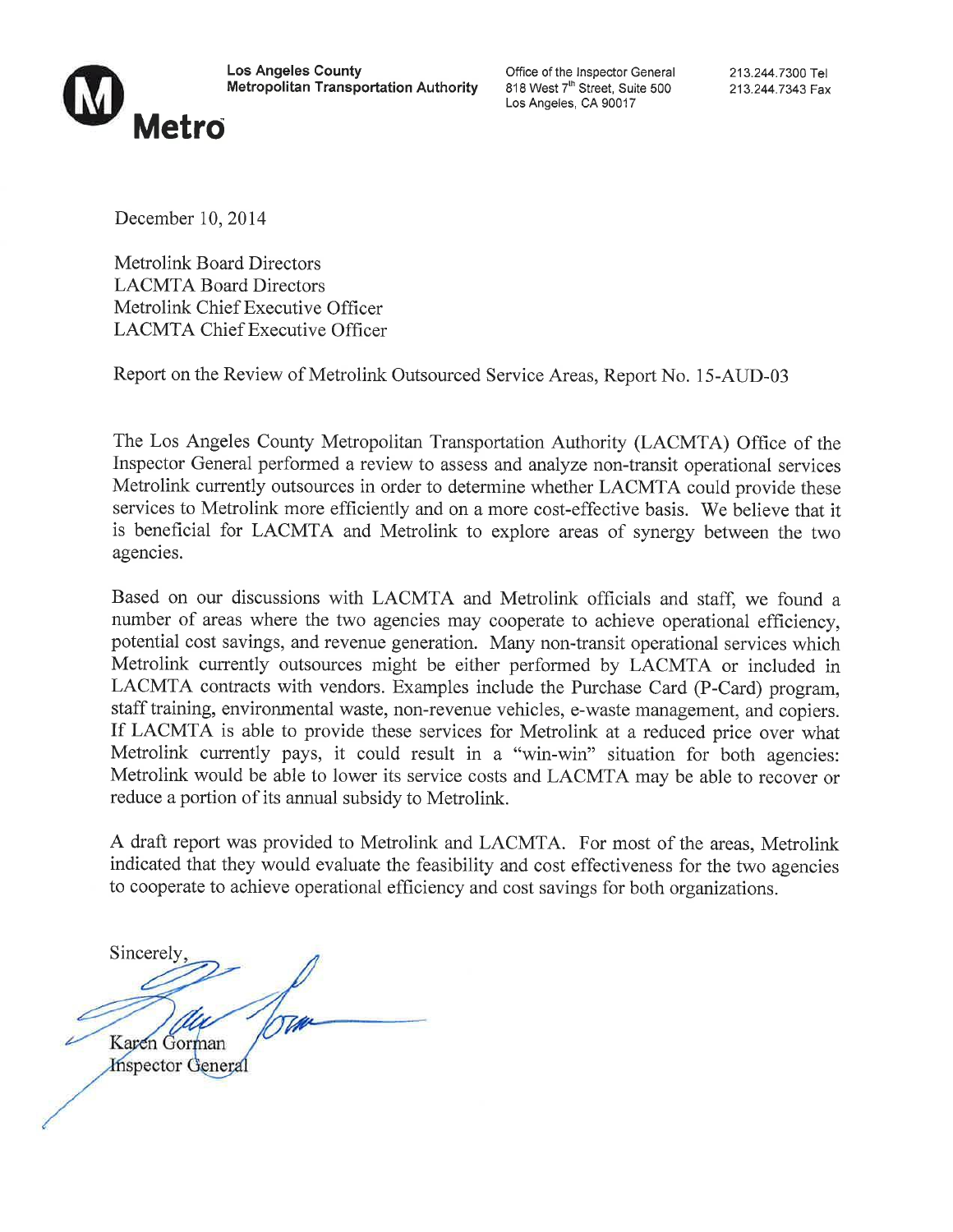**Los Angeles County**
**Metropolitan Transportation Authority**

Office of the Inspector General
818 West 7th Street, Suite 500
Los Angeles, CA 90017

213.244.7300 Tel
213.244.7343 Fax

**Metro**

December 10, 2014

Metrolink Board Directors
LACMTA Board Directors
Metrolink Chief Executive Officer
LACMTA Chief Executive Officer

Report on the Review of Metrolink Outsourced Service Areas, Report No. 15-AUD-03

The Los Angeles County Metropolitan Transportation Authority (LACMTA) Office of the Inspector General performed a review to assess and analyze non-transit operational services Metrolink currently outsources in order to determine whether LACMTA could provide these services to Metrolink more efficiently and on a more cost-effective basis. We believe that it is beneficial for LACMTA and Metrolink to explore areas of synergy between the two agencies.

Based on our discussions with LACMTA and Metrolink officials and staff, we found a number of areas where the two agencies may cooperate to achieve operational efficiency, potential cost savings, and revenue generation. Many non-transit operational services which Metrolink currently outsources might be either performed by LACMTA or included in LACMTA contracts with vendors. Examples include the Purchase Card (P-Card) program, staff training, environmental waste, non-revenue vehicles, e-waste management, and copiers. If LACMTA is able to provide these services for Metrolink at a reduced price over what Metrolink currently pays, it could result in a "win-win" situation for both agencies: Metrolink would be able to lower its service costs and LACMTA may be able to recover or reduce a portion of its annual subsidy to Metrolink.

A draft report was provided to Metrolink and LACMTA. For most of the areas, Metrolink indicated that they would evaluate the feasibility and cost effectiveness for the two agencies to cooperate to achieve operational efficiency and cost savings for both organizations.

Sincerely,

Karen Gorman
Inspector General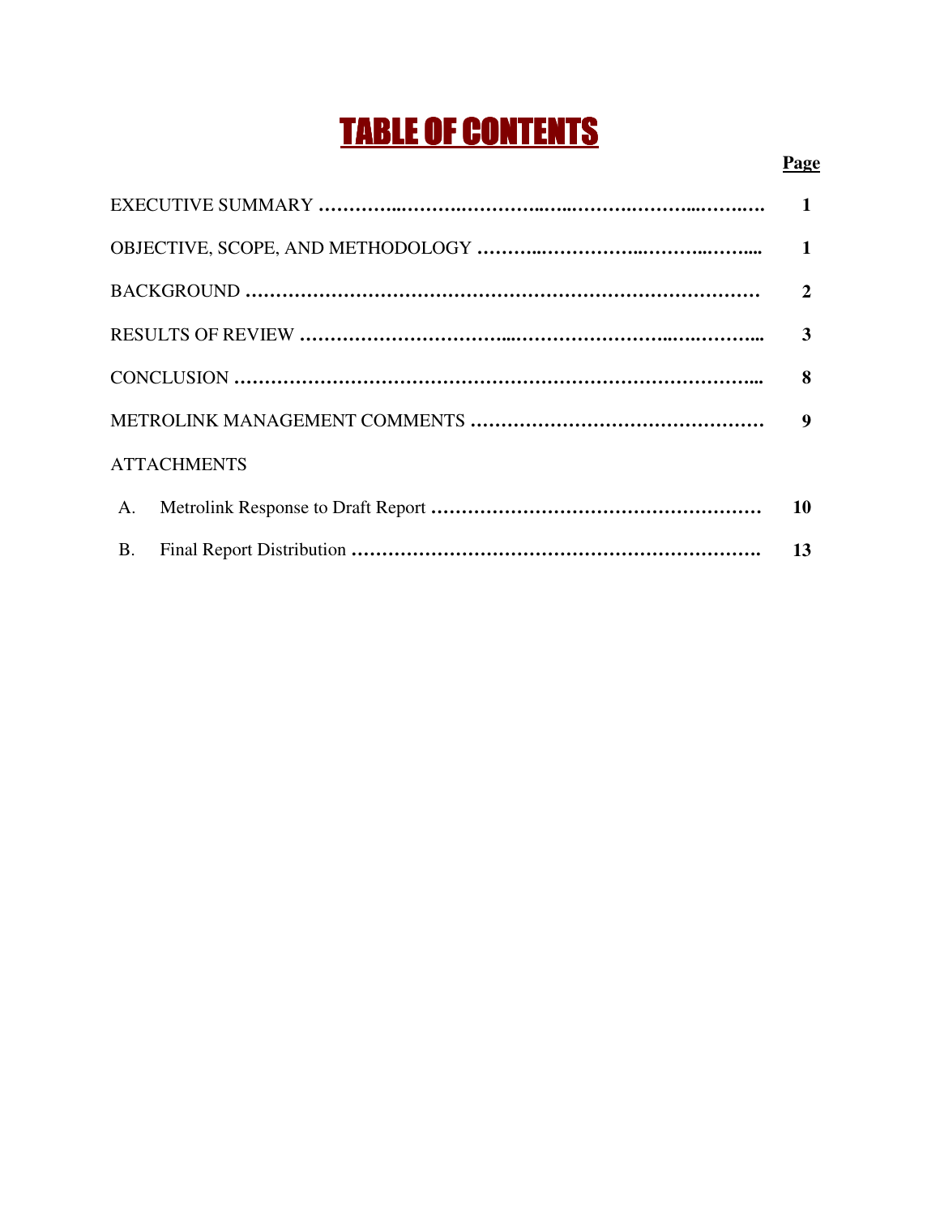# TABLE OF CONTENTS

| | Page |
|---|---|
| EXECUTIVE SUMMARY | 1 |
| OBJECTIVE, SCOPE, AND METHODOLOGY | 1 |
| BACKGROUND | 2 |
| RESULTS OF REVIEW | 3 |
| CONCLUSION | 8 |
| METROLINK MANAGEMENT COMMENTS | 9 |
| ATTACHMENTS | |
| A. Metrolink Response to Draft Report | 10 |
| B. Final Report Distribution | 13 |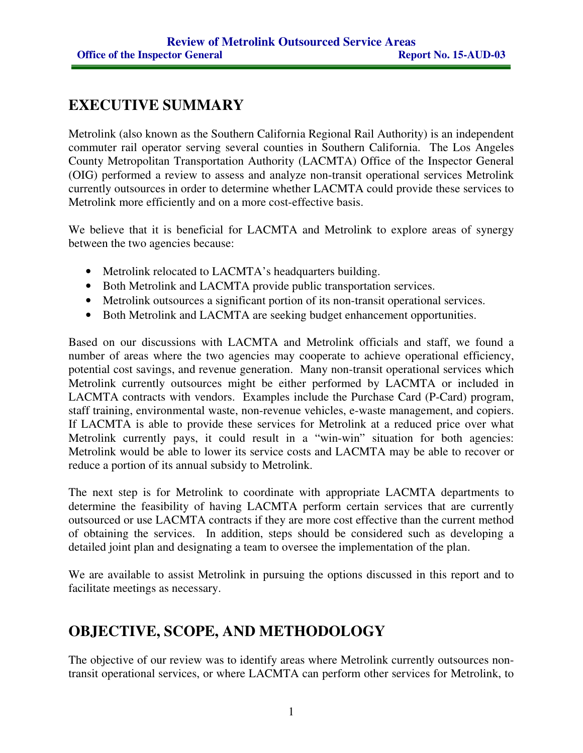## EXECUTIVE SUMMARY

Metrolink (also known as the Southern California Regional Rail Authority) is an independent commuter rail operator serving several counties in Southern California. The Los Angeles County Metropolitan Transportation Authority (LACMTA) Office of the Inspector General (OIG) performed a review to assess and analyze non-transit operational services Metrolink currently outsources in order to determine whether LACMTA could provide these services to Metrolink more efficiently and on a more cost-effective basis.

We believe that it is beneficial for LACMTA and Metrolink to explore areas of synergy between the two agencies because:

- Metrolink relocated to LACMTA's headquarters building.
- Both Metrolink and LACMTA provide public transportation services.
- Metrolink outsources a significant portion of its non-transit operational services.
- Both Metrolink and LACMTA are seeking budget enhancement opportunities.

Based on our discussions with LACMTA and Metrolink officials and staff, we found a number of areas where the two agencies may cooperate to achieve operational efficiency, potential cost savings, and revenue generation. Many non-transit operational services which Metrolink currently outsources might be either performed by LACMTA or included in LACMTA contracts with vendors. Examples include the Purchase Card (P-Card) program, staff training, environmental waste, non-revenue vehicles, e-waste management, and copiers. If LACMTA is able to provide these services for Metrolink at a reduced price over what Metrolink currently pays, it could result in a "win-win" situation for both agencies: Metrolink would be able to lower its service costs and LACMTA may be able to recover or reduce a portion of its annual subsidy to Metrolink.

The next step is for Metrolink to coordinate with appropriate LACMTA departments to determine the feasibility of having LACMTA perform certain services that are currently outsourced or use LACMTA contracts if they are more cost effective than the current method of obtaining the services. In addition, steps should be considered such as developing a detailed joint plan and designating a team to oversee the implementation of the plan.

We are available to assist Metrolink in pursuing the options discussed in this report and to facilitate meetings as necessary.

## OBJECTIVE, SCOPE, AND METHODOLOGY

The objective of our review was to identify areas where Metrolink currently outsources non-transit operational services, or where LACMTA can perform other services for Metrolink, to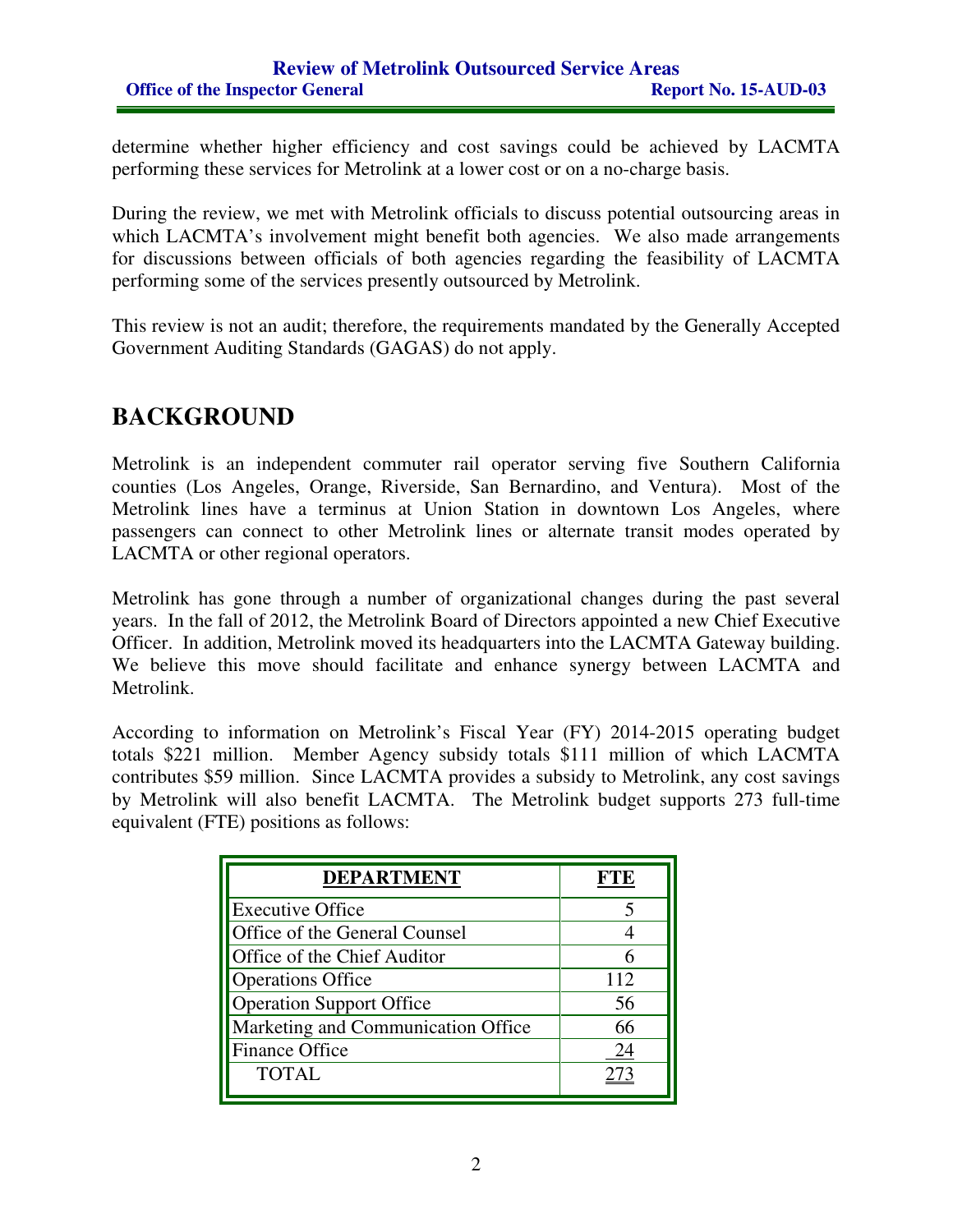determine whether higher efficiency and cost savings could be achieved by LACMTA performing these services for Metrolink at a lower cost or on a no-charge basis.

During the review, we met with Metrolink officials to discuss potential outsourcing areas in which LACMTA's involvement might benefit both agencies. We also made arrangements for discussions between officials of both agencies regarding the feasibility of LACMTA performing some of the services presently outsourced by Metrolink.

This review is not an audit; therefore, the requirements mandated by the Generally Accepted Government Auditing Standards (GAGAS) do not apply.

## BACKGROUND

Metrolink is an independent commuter rail operator serving five Southern California counties (Los Angeles, Orange, Riverside, San Bernardino, and Ventura). Most of the Metrolink lines have a terminus at Union Station in downtown Los Angeles, where passengers can connect to other Metrolink lines or alternate transit modes operated by LACMTA or other regional operators.

Metrolink has gone through a number of organizational changes during the past several years. In the fall of 2012, the Metrolink Board of Directors appointed a new Chief Executive Officer. In addition, Metrolink moved its headquarters into the LACMTA Gateway building. We believe this move should facilitate and enhance synergy between LACMTA and Metrolink.

According to information on Metrolink's Fiscal Year (FY) 2014-2015 operating budget totals $221 million. Member Agency subsidy totals $111 million of which LACMTA contributes $59 million. Since LACMTA provides a subsidy to Metrolink, any cost savings by Metrolink will also benefit LACMTA. The Metrolink budget supports 273 full-time equivalent (FTE) positions as follows:

| DEPARTMENT | FTE |
|---|---|
| Executive Office | 5 |
| Office of the General Counsel | 4 |
| Office of the Chief Auditor | 6 |
| Operations Office | 112 |
| Operation Support Office | 56 |
| Marketing and Communication Office | 66 |
| Finance Office | 24 |
| TOTAL | 273 |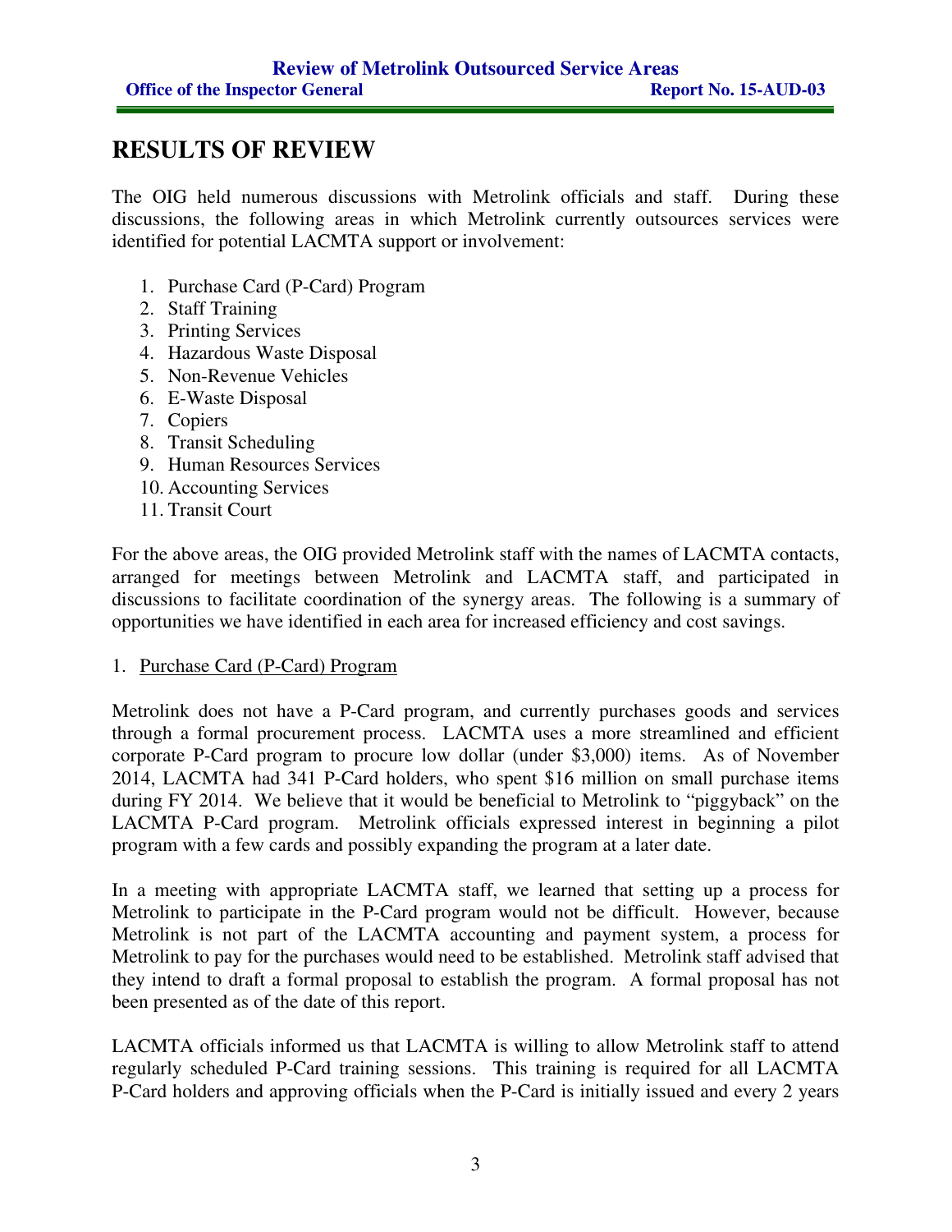# RESULTS OF REVIEW

The OIG held numerous discussions with Metrolink officials and staff. During these discussions, the following areas in which Metrolink currently outsources services were identified for potential LACMTA support or involvement:

1. Purchase Card (P-Card) Program
2. Staff Training
3. Printing Services
4. Hazardous Waste Disposal
5. Non-Revenue Vehicles
6. E-Waste Disposal
7. Copiers
8. Transit Scheduling
9. Human Resources Services
10. Accounting Services
11. Transit Court

For the above areas, the OIG provided Metrolink staff with the names of LACMTA contacts, arranged for meetings between Metrolink and LACMTA staff, and participated in discussions to facilitate coordination of the synergy areas. The following is a summary of opportunities we have identified in each area for increased efficiency and cost savings.

1. Purchase Card (P-Card) Program

Metrolink does not have a P-Card program, and currently purchases goods and services through a formal procurement process. LACMTA uses a more streamlined and efficient corporate P-Card program to procure low dollar (under $3,000) items. As of November 2014, LACMTA had 341 P-Card holders, who spent $16 million on small purchase items during FY 2014. We believe that it would be beneficial to Metrolink to "piggyback" on the LACMTA P-Card program. Metrolink officials expressed interest in beginning a pilot program with a few cards and possibly expanding the program at a later date.

In a meeting with appropriate LACMTA staff, we learned that setting up a process for Metrolink to participate in the P-Card program would not be difficult. However, because Metrolink is not part of the LACMTA accounting and payment system, a process for Metrolink to pay for the purchases would need to be established. Metrolink staff advised that they intend to draft a formal proposal to establish the program. A formal proposal has not been presented as of the date of this report.

LACMTA officials informed us that LACMTA is willing to allow Metrolink staff to attend regularly scheduled P-Card training sessions. This training is required for all LACMTA P-Card holders and approving officials when the P-Card is initially issued and every 2 years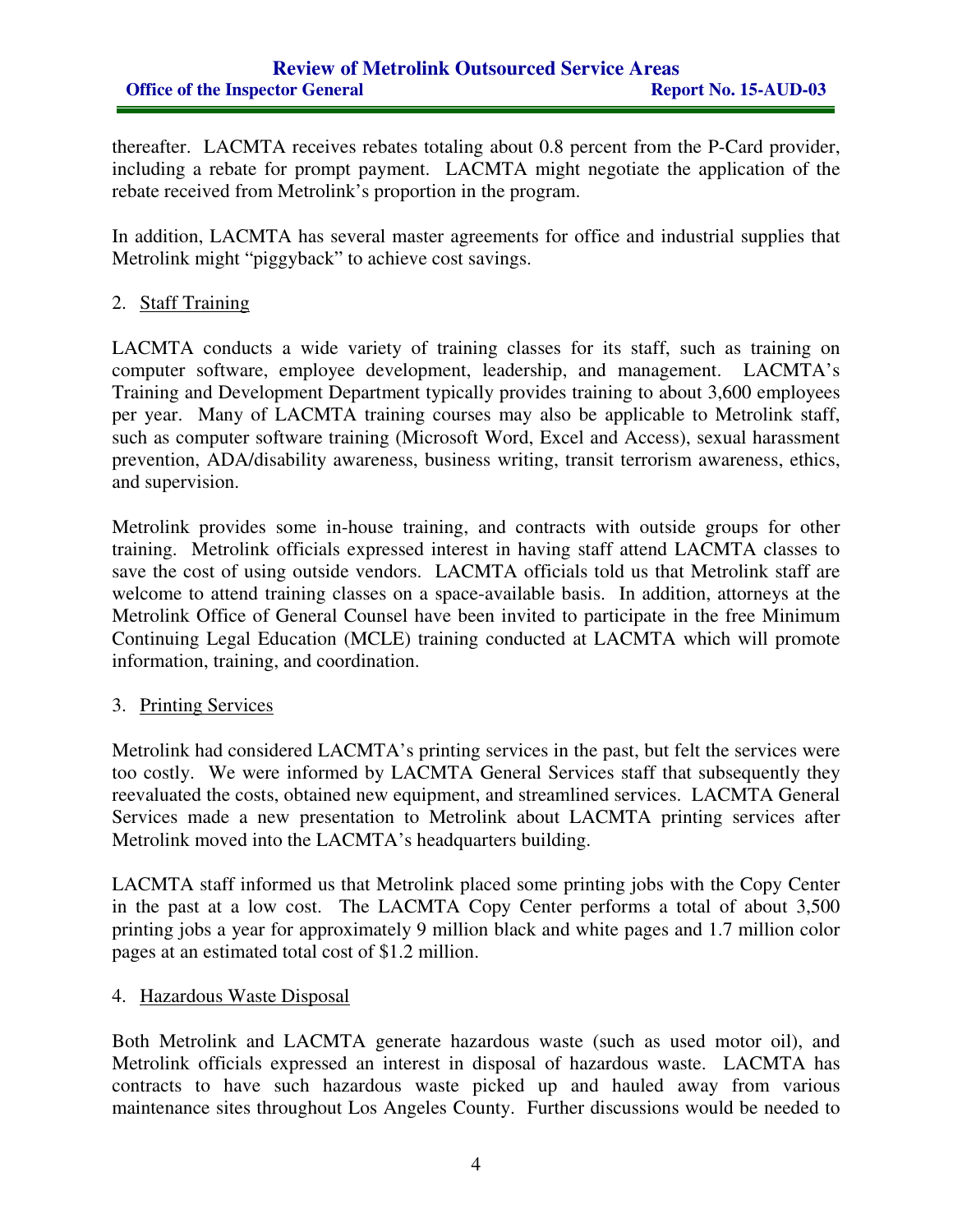thereafter. LACMTA receives rebates totaling about 0.8 percent from the P-Card provider, including a rebate for prompt payment. LACMTA might negotiate the application of the rebate received from Metrolink's proportion in the program.

In addition, LACMTA has several master agreements for office and industrial supplies that Metrolink might "piggyback" to achieve cost savings.

2. Staff Training

LACMTA conducts a wide variety of training classes for its staff, such as training on computer software, employee development, leadership, and management. LACMTA's Training and Development Department typically provides training to about 3,600 employees per year. Many of LACMTA training courses may also be applicable to Metrolink staff, such as computer software training (Microsoft Word, Excel and Access), sexual harassment prevention, ADA/disability awareness, business writing, transit terrorism awareness, ethics, and supervision.

Metrolink provides some in-house training, and contracts with outside groups for other training. Metrolink officials expressed interest in having staff attend LACMTA classes to save the cost of using outside vendors. LACMTA officials told us that Metrolink staff are welcome to attend training classes on a space-available basis. In addition, attorneys at the Metrolink Office of General Counsel have been invited to participate in the free Minimum Continuing Legal Education (MCLE) training conducted at LACMTA which will promote information, training, and coordination.

3. Printing Services

Metrolink had considered LACMTA's printing services in the past, but felt the services were too costly. We were informed by LACMTA General Services staff that subsequently they reevaluated the costs, obtained new equipment, and streamlined services. LACMTA General Services made a new presentation to Metrolink about LACMTA printing services after Metrolink moved into the LACMTA's headquarters building.

LACMTA staff informed us that Metrolink placed some printing jobs with the Copy Center in the past at a low cost. The LACMTA Copy Center performs a total of about 3,500 printing jobs a year for approximately 9 million black and white pages and 1.7 million color pages at an estimated total cost of $1.2 million.

4. Hazardous Waste Disposal

Both Metrolink and LACMTA generate hazardous waste (such as used motor oil), and Metrolink officials expressed an interest in disposal of hazardous waste. LACMTA has contracts to have such hazardous waste picked up and hauled away from various maintenance sites throughout Los Angeles County. Further discussions would be needed to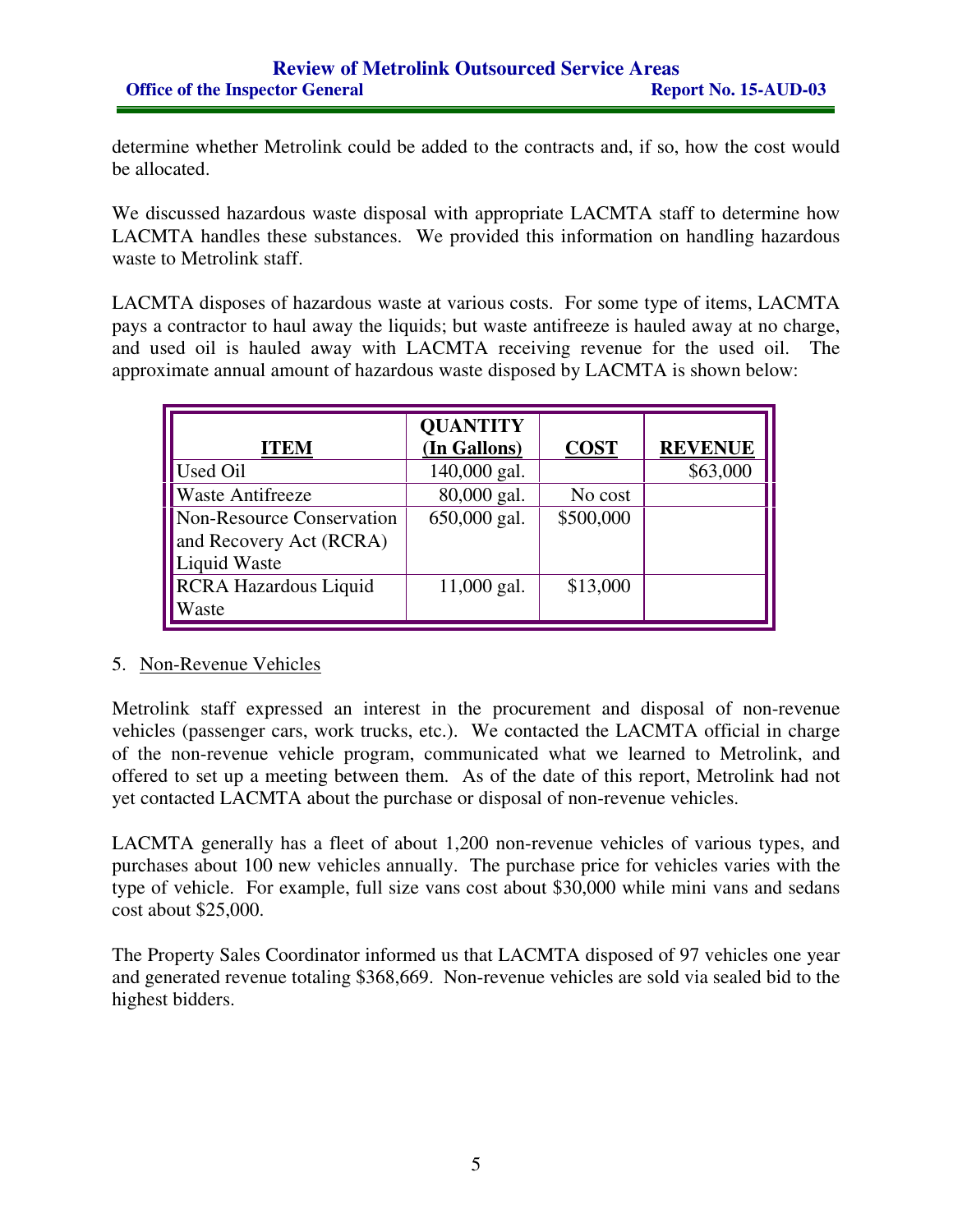determine whether Metrolink could be added to the contracts and, if so, how the cost would be allocated.

We discussed hazardous waste disposal with appropriate LACMTA staff to determine how LACMTA handles these substances. We provided this information on handling hazardous waste to Metrolink staff.

LACMTA disposes of hazardous waste at various costs. For some type of items, LACMTA pays a contractor to haul away the liquids; but waste antifreeze is hauled away at no charge, and used oil is hauled away with LACMTA receiving revenue for the used oil. The approximate annual amount of hazardous waste disposed by LACMTA is shown below:

| ITEM | QUANTITY (In Gallons) | COST | REVENUE |
|---|---|---|---|
| Used Oil | 140,000 gal. | | $63,000 |
| Waste Antifreeze | 80,000 gal. | No cost | |
| Non-Resource Conservation and Recovery Act (RCRA) Liquid Waste | 650,000 gal. | $500,000 | |
| RCRA Hazardous Liquid Waste | 11,000 gal. | $13,000 | |

5. Non-Revenue Vehicles

Metrolink staff expressed an interest in the procurement and disposal of non-revenue vehicles (passenger cars, work trucks, etc.). We contacted the LACMTA official in charge of the non-revenue vehicle program, communicated what we learned to Metrolink, and offered to set up a meeting between them. As of the date of this report, Metrolink had not yet contacted LACMTA about the purchase or disposal of non-revenue vehicles.

LACMTA generally has a fleet of about 1,200 non-revenue vehicles of various types, and purchases about 100 new vehicles annually. The purchase price for vehicles varies with the type of vehicle. For example, full size vans cost about $30,000 while mini vans and sedans cost about $25,000.

The Property Sales Coordinator informed us that LACMTA disposed of 97 vehicles one year and generated revenue totaling $368,669. Non-revenue vehicles are sold via sealed bid to the highest bidders.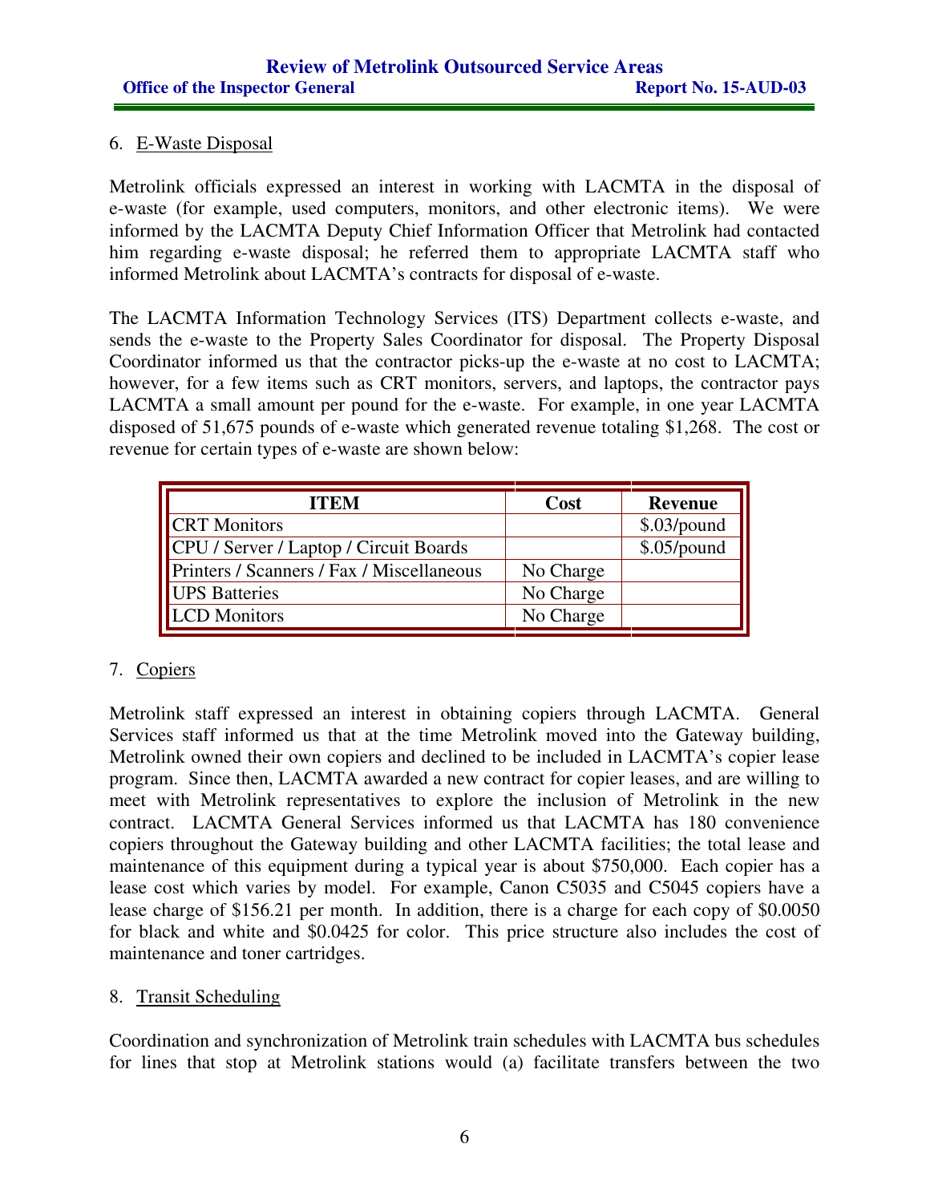6. E-Waste Disposal

Metrolink officials expressed an interest in working with LACMTA in the disposal of e-waste (for example, used computers, monitors, and other electronic items). We were informed by the LACMTA Deputy Chief Information Officer that Metrolink had contacted him regarding e-waste disposal; he referred them to appropriate LACMTA staff who informed Metrolink about LACMTA's contracts for disposal of e-waste.

The LACMTA Information Technology Services (ITS) Department collects e-waste, and sends the e-waste to the Property Sales Coordinator for disposal. The Property Disposal Coordinator informed us that the contractor picks-up the e-waste at no cost to LACMTA; however, for a few items such as CRT monitors, servers, and laptops, the contractor pays LACMTA a small amount per pound for the e-waste. For example, in one year LACMTA disposed of 51,675 pounds of e-waste which generated revenue totaling $1,268. The cost or revenue for certain types of e-waste are shown below:

| ITEM | Cost | Revenue |
|---|---|---|
| CRT Monitors | | $.03/pound |
| CPU / Server / Laptop / Circuit Boards | | $.05/pound |
| Printers / Scanners / Fax / Miscellaneous | No Charge | |
| UPS Batteries | No Charge | |
| LCD Monitors | No Charge | |

7. Copiers

Metrolink staff expressed an interest in obtaining copiers through LACMTA. General Services staff informed us that at the time Metrolink moved into the Gateway building, Metrolink owned their own copiers and declined to be included in LACMTA's copier lease program. Since then, LACMTA awarded a new contract for copier leases, and are willing to meet with Metrolink representatives to explore the inclusion of Metrolink in the new contract. LACMTA General Services informed us that LACMTA has 180 convenience copiers throughout the Gateway building and other LACMTA facilities; the total lease and maintenance of this equipment during a typical year is about $750,000. Each copier has a lease cost which varies by model. For example, Canon C5035 and C5045 copiers have a lease charge of $156.21 per month. In addition, there is a charge for each copy of $0.0050 for black and white and $0.0425 for color. This price structure also includes the cost of maintenance and toner cartridges.

8. Transit Scheduling

Coordination and synchronization of Metrolink train schedules with LACMTA bus schedules for lines that stop at Metrolink stations would (a) facilitate transfers between the two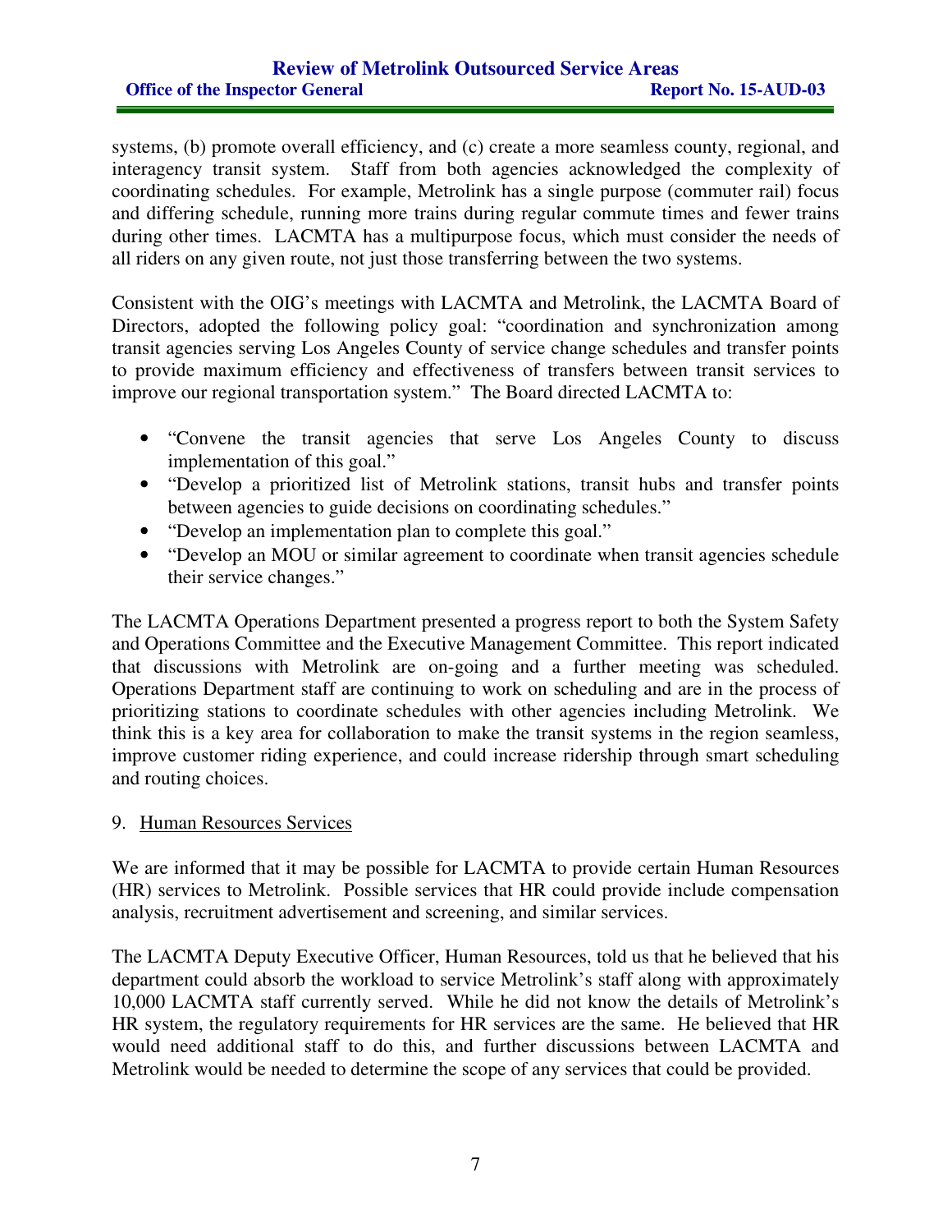systems, (b) promote overall efficiency, and (c) create a more seamless county, regional, and interagency transit system. Staff from both agencies acknowledged the complexity of coordinating schedules. For example, Metrolink has a single purpose (commuter rail) focus and differing schedule, running more trains during regular commute times and fewer trains during other times. LACMTA has a multipurpose focus, which must consider the needs of all riders on any given route, not just those transferring between the two systems.

Consistent with the OIG's meetings with LACMTA and Metrolink, the LACMTA Board of Directors, adopted the following policy goal: "coordination and synchronization among transit agencies serving Los Angeles County of service change schedules and transfer points to provide maximum efficiency and effectiveness of transfers between transit services to improve our regional transportation system." The Board directed LACMTA to:

- "Convene the transit agencies that serve Los Angeles County to discuss implementation of this goal."
- "Develop a prioritized list of Metrolink stations, transit hubs and transfer points between agencies to guide decisions on coordinating schedules."
- "Develop an implementation plan to complete this goal."
- "Develop an MOU or similar agreement to coordinate when transit agencies schedule their service changes."

The LACMTA Operations Department presented a progress report to both the System Safety and Operations Committee and the Executive Management Committee. This report indicated that discussions with Metrolink are on-going and a further meeting was scheduled. Operations Department staff are continuing to work on scheduling and are in the process of prioritizing stations to coordinate schedules with other agencies including Metrolink. We think this is a key area for collaboration to make the transit systems in the region seamless, improve customer riding experience, and could increase ridership through smart scheduling and routing choices.

9. <u>Human Resources Services</u>

We are informed that it may be possible for LACMTA to provide certain Human Resources (HR) services to Metrolink. Possible services that HR could provide include compensation analysis, recruitment advertisement and screening, and similar services.

The LACMTA Deputy Executive Officer, Human Resources, told us that he believed that his department could absorb the workload to service Metrolink's staff along with approximately 10,000 LACMTA staff currently served. While he did not know the details of Metrolink's HR system, the regulatory requirements for HR services are the same. He believed that HR would need additional staff to do this, and further discussions between LACMTA and Metrolink would be needed to determine the scope of any services that could be provided.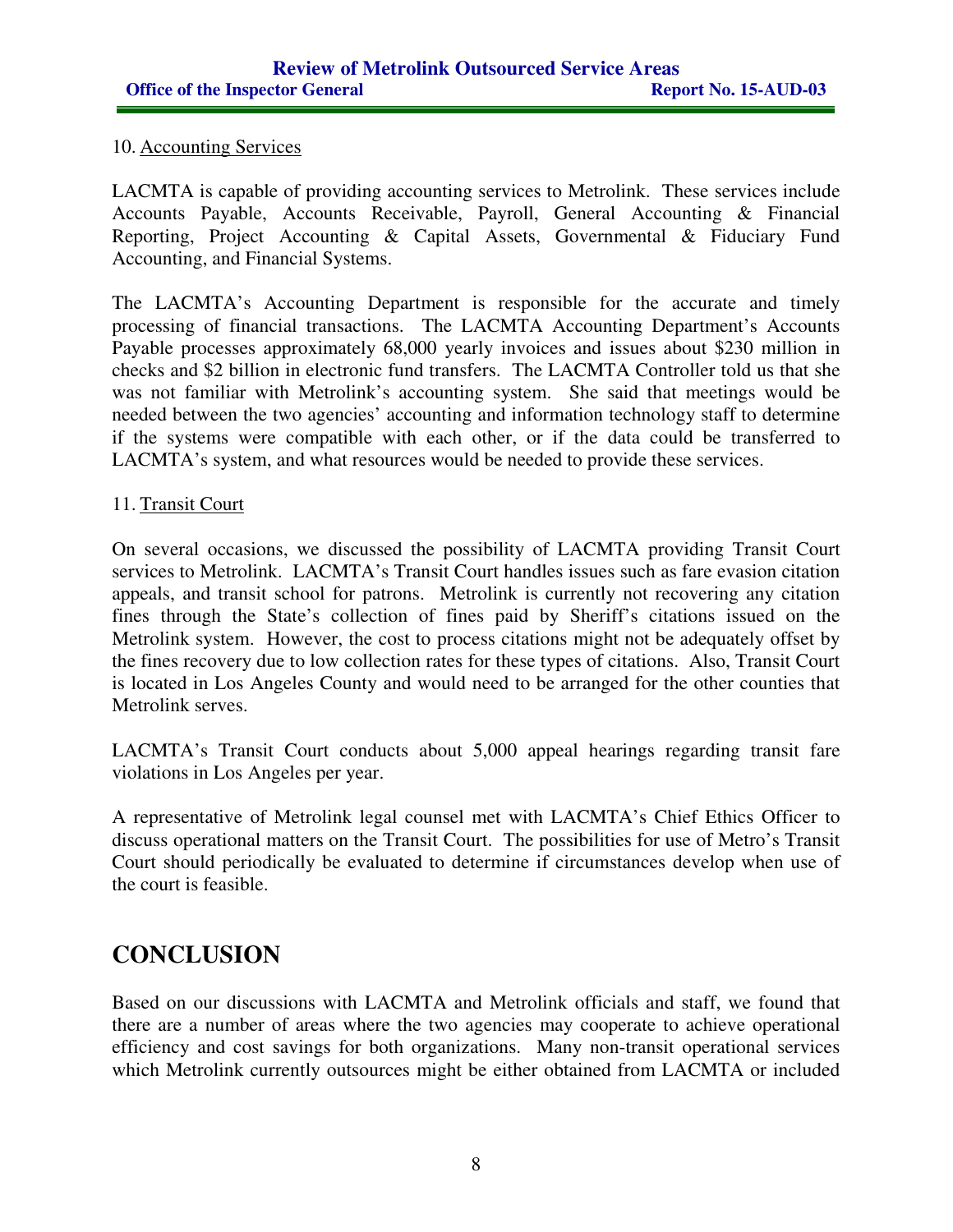10. Accounting Services

LACMTA is capable of providing accounting services to Metrolink. These services include Accounts Payable, Accounts Receivable, Payroll, General Accounting & Financial Reporting, Project Accounting & Capital Assets, Governmental & Fiduciary Fund Accounting, and Financial Systems.

The LACMTA's Accounting Department is responsible for the accurate and timely processing of financial transactions. The LACMTA Accounting Department's Accounts Payable processes approximately 68,000 yearly invoices and issues about $230 million in checks and $2 billion in electronic fund transfers. The LACMTA Controller told us that she was not familiar with Metrolink's accounting system. She said that meetings would be needed between the two agencies' accounting and information technology staff to determine if the systems were compatible with each other, or if the data could be transferred to LACMTA's system, and what resources would be needed to provide these services.

11. Transit Court

On several occasions, we discussed the possibility of LACMTA providing Transit Court services to Metrolink. LACMTA's Transit Court handles issues such as fare evasion citation appeals, and transit school for patrons. Metrolink is currently not recovering any citation fines through the State's collection of fines paid by Sheriff's citations issued on the Metrolink system. However, the cost to process citations might not be adequately offset by the fines recovery due to low collection rates for these types of citations. Also, Transit Court is located in Los Angeles County and would need to be arranged for the other counties that Metrolink serves.

LACMTA's Transit Court conducts about 5,000 appeal hearings regarding transit fare violations in Los Angeles per year.

A representative of Metrolink legal counsel met with LACMTA's Chief Ethics Officer to discuss operational matters on the Transit Court. The possibilities for use of Metro's Transit Court should periodically be evaluated to determine if circumstances develop when use of the court is feasible.

# CONCLUSION

Based on our discussions with LACMTA and Metrolink officials and staff, we found that there are a number of areas where the two agencies may cooperate to achieve operational efficiency and cost savings for both organizations. Many non-transit operational services which Metrolink currently outsources might be either obtained from LACMTA or included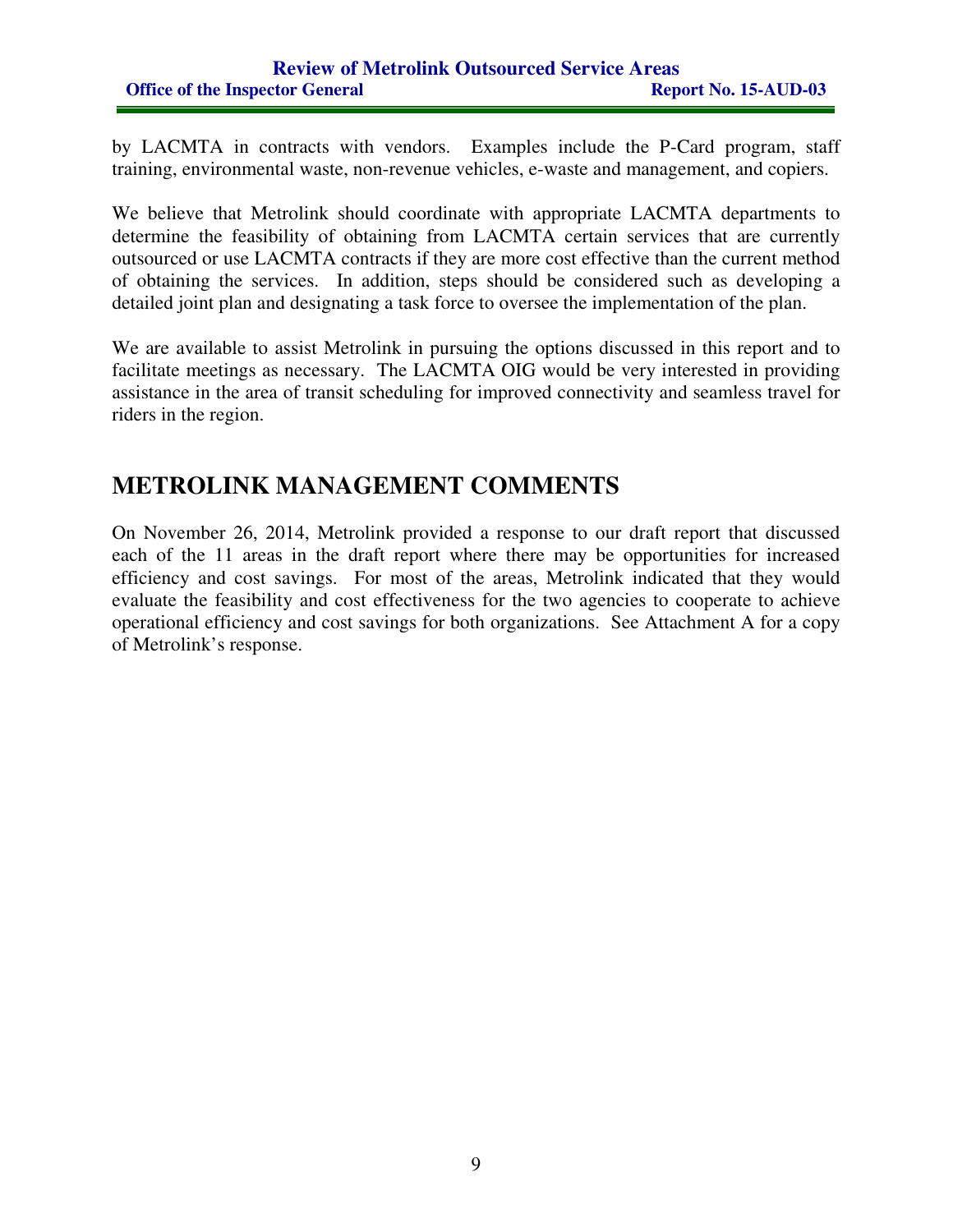by LACMTA in contracts with vendors. Examples include the P-Card program, staff training, environmental waste, non-revenue vehicles, e-waste and management, and copiers.

We believe that Metrolink should coordinate with appropriate LACMTA departments to determine the feasibility of obtaining from LACMTA certain services that are currently outsourced or use LACMTA contracts if they are more cost effective than the current method of obtaining the services. In addition, steps should be considered such as developing a detailed joint plan and designating a task force to oversee the implementation of the plan.

We are available to assist Metrolink in pursuing the options discussed in this report and to facilitate meetings as necessary. The LACMTA OIG would be very interested in providing assistance in the area of transit scheduling for improved connectivity and seamless travel for riders in the region.

## METROLINK MANAGEMENT COMMENTS

On November 26, 2014, Metrolink provided a response to our draft report that discussed each of the 11 areas in the draft report where there may be opportunities for increased efficiency and cost savings. For most of the areas, Metrolink indicated that they would evaluate the feasibility and cost effectiveness for the two agencies to cooperate to achieve operational efficiency and cost savings for both organizations. See Attachment A for a copy of Metrolink's response.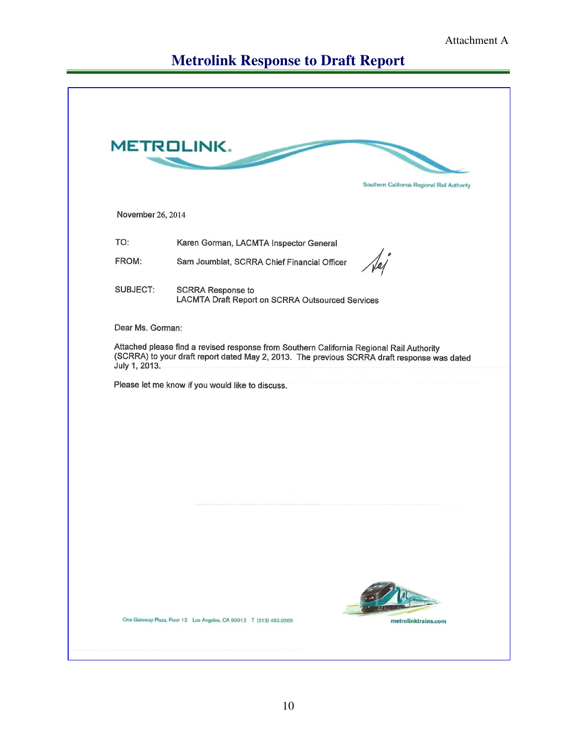Attachment A

# Metrolink Response to Draft Report

METROLINK.

Southern California Regional Rail Authority

November 26, 2014

TO: Karen Gorman, LACMTA Inspector General

FROM: Sam Joumblat, SCRRA Chief Financial Officer

SUBJECT: SCRRA Response to LACMTA Draft Report on SCRRA Outsourced Services

Dear Ms. Gorman:

Attached please find a revised response from Southern California Regional Rail Authority (SCRRA) to your draft report dated May 2, 2013. The previous SCRRA draft response was dated July 1, 2013.

Please let me know if you would like to discuss.

One Gateway Plaza, Floor 12 Los Angeles, CA 90012 T (213) 452.0200

metrolinktrains.com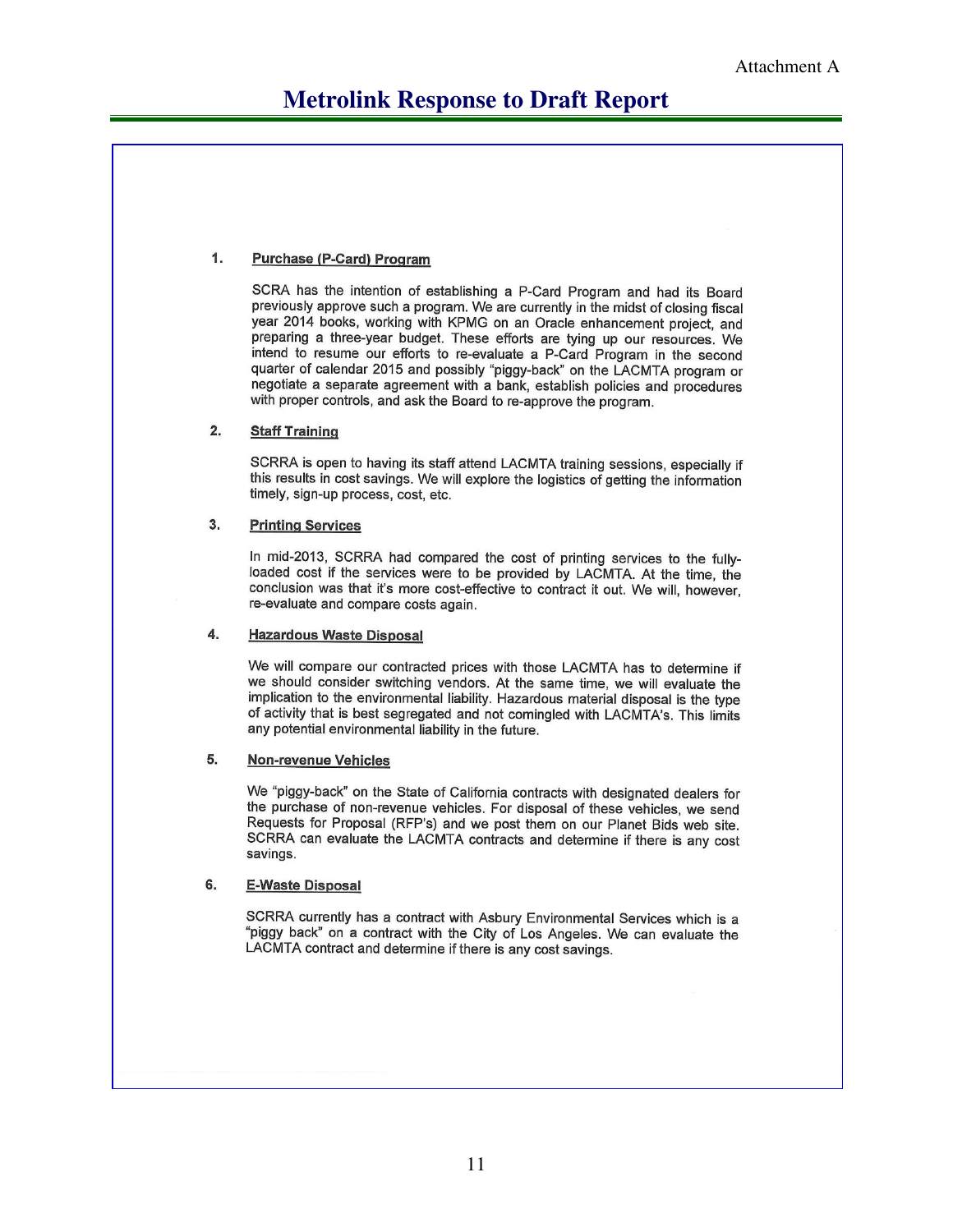Attachment A

# Metrolink Response to Draft Report

1. **Purchase (P-Card) Program**

   SCRA has the intention of establishing a P-Card Program and had its Board previously approve such a program. We are currently in the midst of closing fiscal year 2014 books, working with KPMG on an Oracle enhancement project, and preparing a three-year budget. These efforts are tying up our resources. We intend to resume our efforts to re-evaluate a P-Card Program in the second quarter of calendar 2015 and possibly "piggy-back" on the LACMTA program or negotiate a separate agreement with a bank, establish policies and procedures with proper controls, and ask the Board to re-approve the program.

2. **Staff Training**

   SCRRA is open to having its staff attend LACMTA training sessions, especially if this results in cost savings. We will explore the logistics of getting the information timely, sign-up process, cost, etc.

3. **Printing Services**

   In mid-2013, SCRRA had compared the cost of printing services to the fully-loaded cost if the services were to be provided by LACMTA. At the time, the conclusion was that it's more cost-effective to contract it out. We will, however, re-evaluate and compare costs again.

4. **Hazardous Waste Disposal**

   We will compare our contracted prices with those LACMTA has to determine if we should consider switching vendors. At the same time, we will evaluate the implication to the environmental liability. Hazardous material disposal is the type of activity that is best segregated and not comingled with LACMTA's. This limits any potential environmental liability in the future.

5. **Non-revenue Vehicles**

   We "piggy-back" on the State of California contracts with designated dealers for the purchase of non-revenue vehicles. For disposal of these vehicles, we send Requests for Proposal (RFP's) and we post them on our Planet Bids web site. SCRRA can evaluate the LACMTA contracts and determine if there is any cost savings.

6. **E-Waste Disposal**

   SCRRA currently has a contract with Asbury Environmental Services which is a "piggy back" on a contract with the City of Los Angeles. We can evaluate the LACMTA contract and determine if there is any cost savings.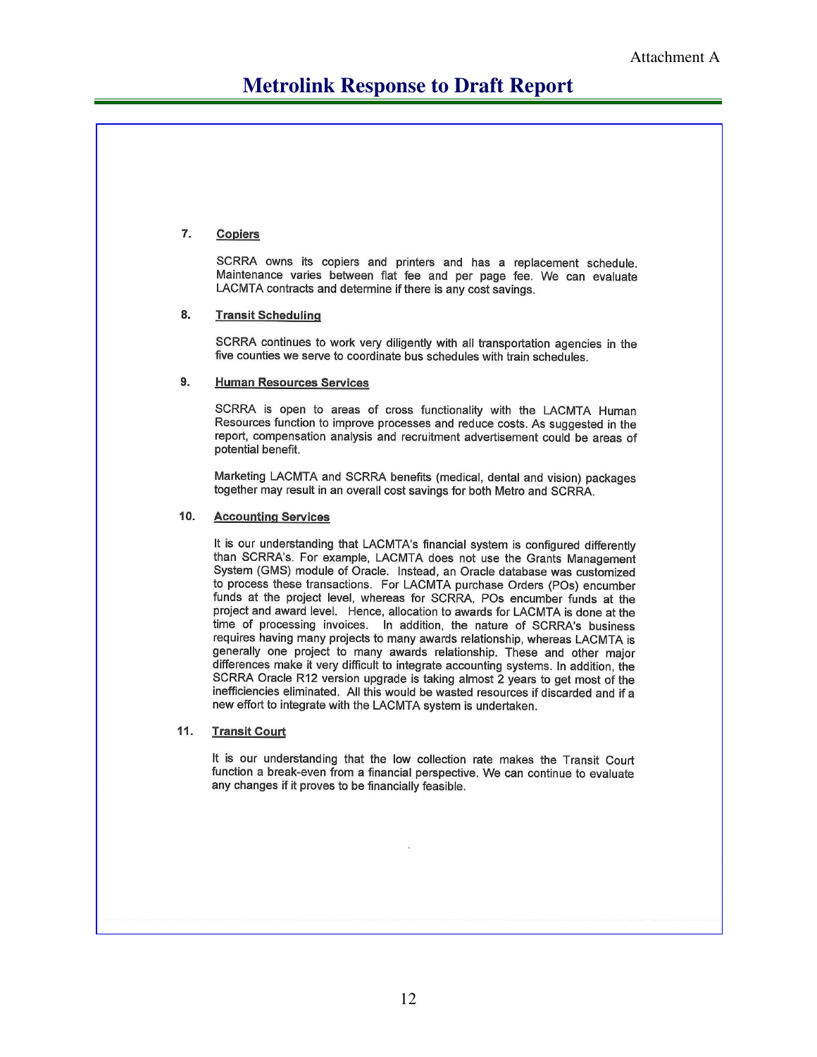Attachment A

# Metrolink Response to Draft Report

7. **Copiers**

   SCRRA owns its copiers and printers and has a replacement schedule. Maintenance varies between flat fee and per page fee. We can evaluate LACMTA contracts and determine if there is any cost savings.

8. **Transit Scheduling**

   SCRRA continues to work very diligently with all transportation agencies in the five counties we serve to coordinate bus schedules with train schedules.

9. **Human Resources Services**

   SCRRA is open to areas of cross functionality with the LACMTA Human Resources function to improve processes and reduce costs. As suggested in the report, compensation analysis and recruitment advertisement could be areas of potential benefit.

   Marketing LACMTA and SCRRA benefits (medical, dental and vision) packages together may result in an overall cost savings for both Metro and SCRRA.

10. **Accounting Services**

    It is our understanding that LACMTA's financial system is configured differently than SCRRA's. For example, LACMTA does not use the Grants Management System (GMS) module of Oracle. Instead, an Oracle database was customized to process these transactions. For LACMTA purchase Orders (POs) encumber funds at the project level, whereas for SCRRA, POs encumber funds at the project and award level. Hence, allocation to awards for LACMTA is done at the time of processing invoices. In addition, the nature of SCRRA's business requires having many projects to many awards relationship, whereas LACMTA is generally one project to many awards relationship. These and other major differences make it very difficult to integrate accounting systems. In addition, the SCRRA Oracle R12 version upgrade is taking almost 2 years to get most of the inefficiencies eliminated. All this would be wasted resources if discarded and if a new effort to integrate with the LACMTA system is undertaken.

11. **Transit Court**

    It is our understanding that the low collection rate makes the Transit Court function a break-even from a financial perspective. We can continue to evaluate any changes if it proves to be financially feasible.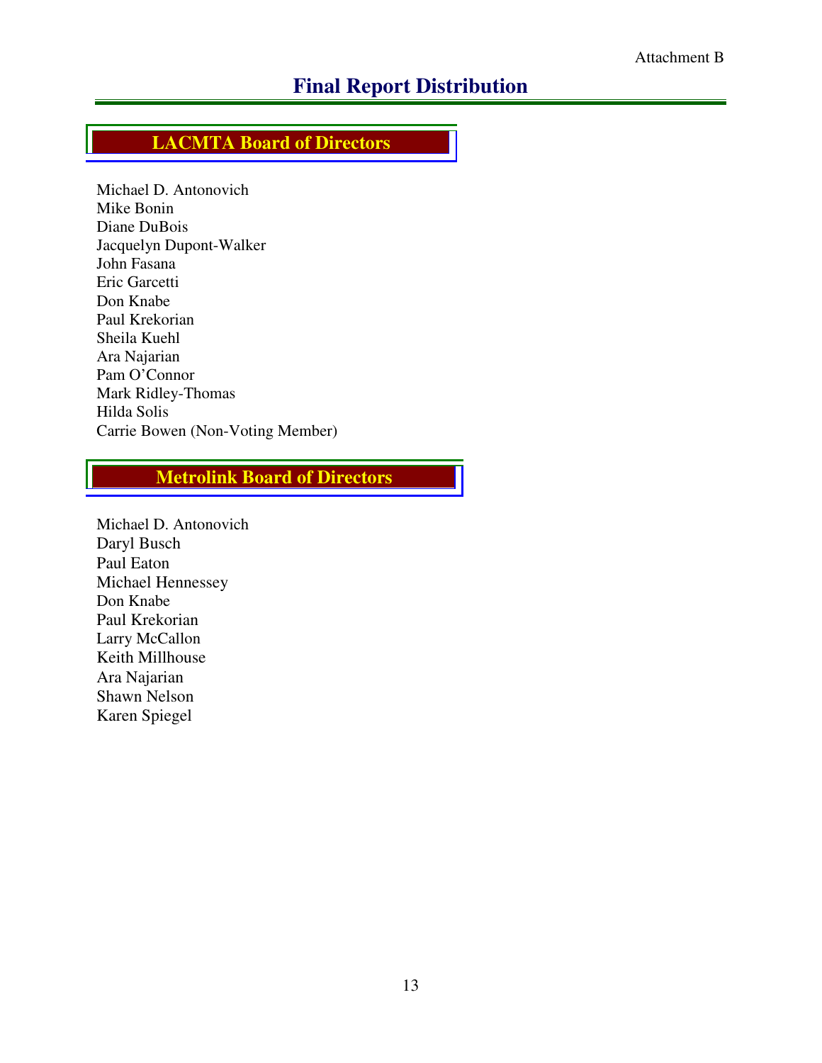Attachment B

# Final Report Distribution

## LACMTA Board of Directors

Michael D. Antonovich
Mike Bonin
Diane DuBois
Jacquelyn Dupont-Walker
John Fasana
Eric Garcetti
Don Knabe
Paul Krekorian
Sheila Kuehl
Ara Najarian
Pam O'Connor
Mark Ridley-Thomas
Hilda Solis
Carrie Bowen (Non-Voting Member)

## Metrolink Board of Directors

Michael D. Antonovich
Daryl Busch
Paul Eaton
Michael Hennessey
Don Knabe
Paul Krekorian
Larry McCallon
Keith Millhouse
Ara Najarian
Shawn Nelson
Karen Spiegel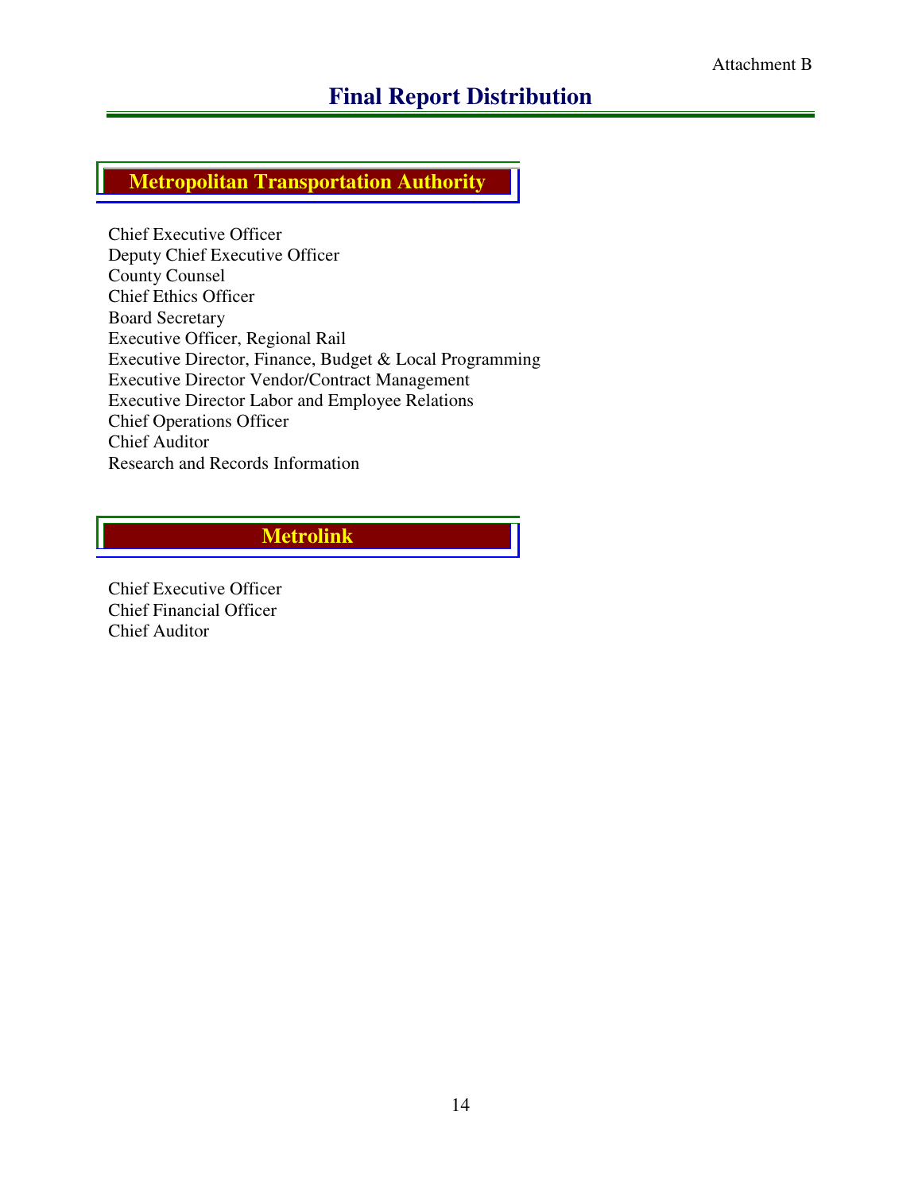Attachment B

# Final Report Distribution

## Metropolitan Transportation Authority

Chief Executive Officer
Deputy Chief Executive Officer
County Counsel
Chief Ethics Officer
Board Secretary
Executive Officer, Regional Rail
Executive Director, Finance, Budget & Local Programming
Executive Director Vendor/Contract Management
Executive Director Labor and Employee Relations
Chief Operations Officer
Chief Auditor
Research and Records Information

## Metrolink

Chief Executive Officer
Chief Financial Officer
Chief Auditor